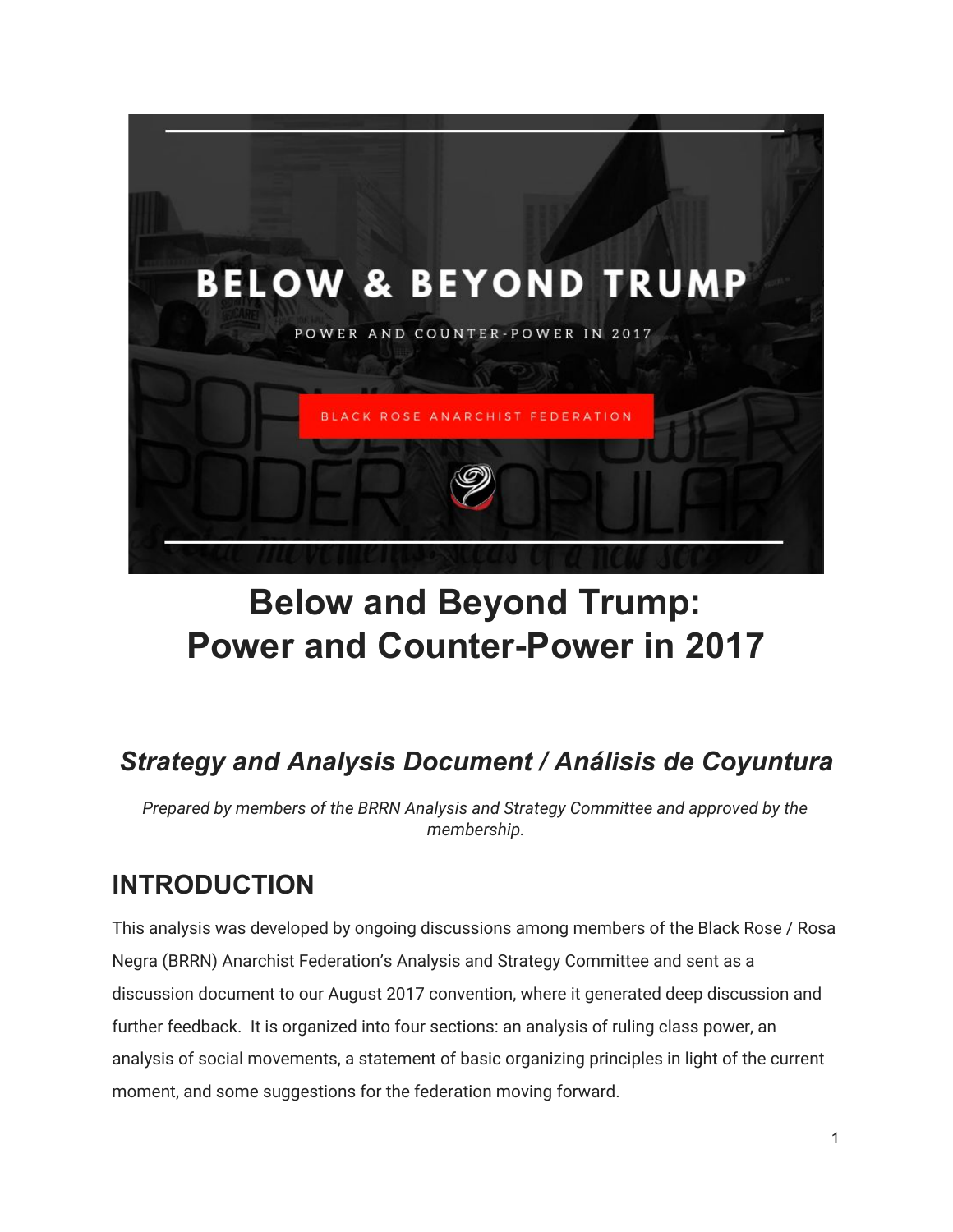# Below and Beyond Trump: Power and Counter-Power in 2017

## *Strategy and Analysis Document / Análisis de Coyuntura*

*Prepared by members of the BRRN Analysis and Strategy Committee and approved by the membership.*

## INTRODUCTION

This analysis was developed by ongoing discussions among members of the Black Rose / Rosa Negra (BRRN) Anarchist Federation's Analysis and Strategy Committee and sent as a discussion document to our August 2017 convention, where it generated deep discussion and further feedback. It is organized into four sections: an analysis of ruling class power, an analysis of social movements, a statement of basic organizing principles in light of the current moment, and some suggestions for the federation moving forward.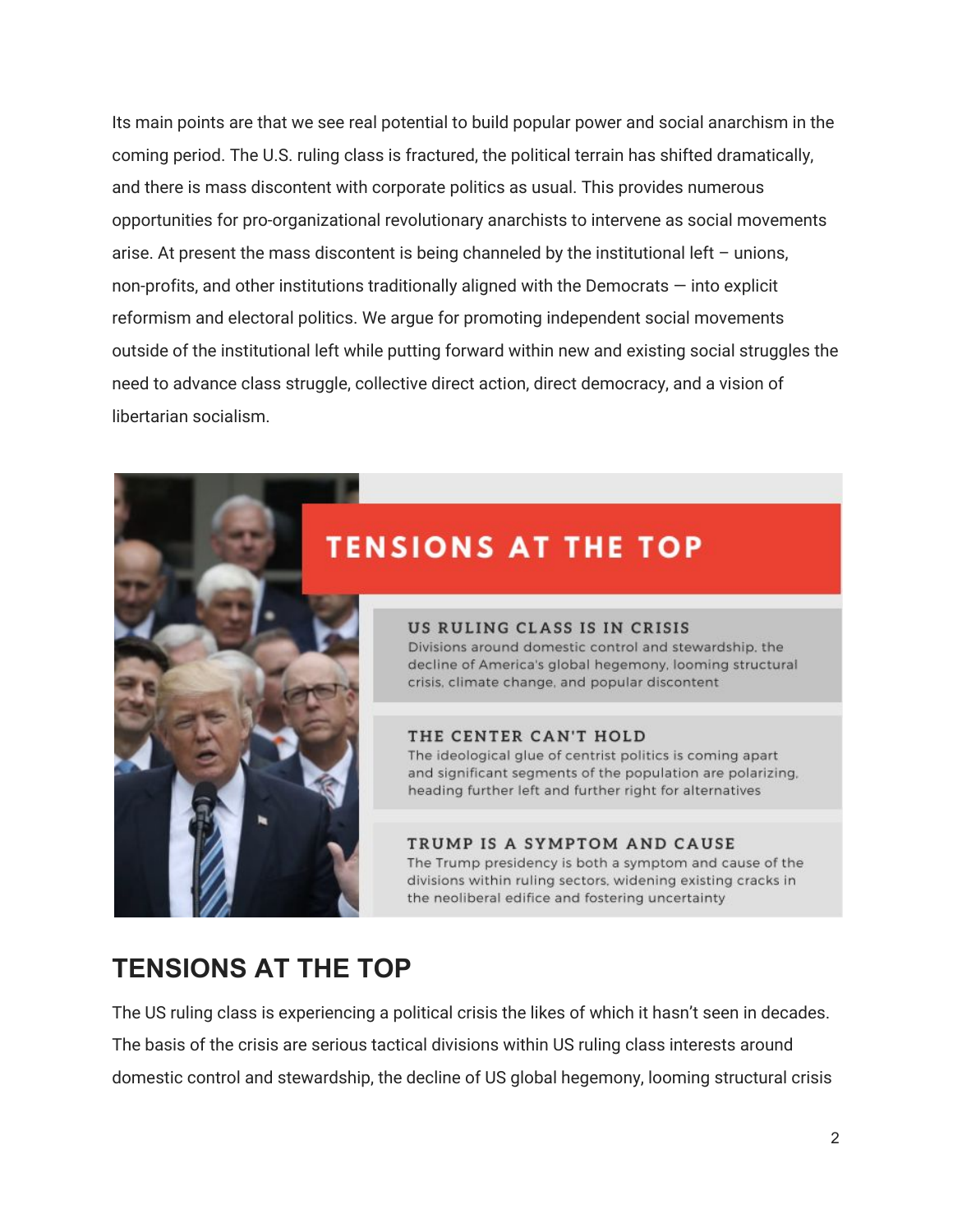Its main points are that we see real potential to build popular power and social anarchism in the coming period. The U.S. ruling class is fractured, the political terrain has shifted dramatically, and there is mass discontent with corporate politics as usual. This provides numerous opportunities for pro-organizational revolutionary anarchists to intervene as social movements arise. At present the mass discontent is being channeled by the institutional left – unions, non-profits, and other institutions traditionally aligned with the Democrats — into explicit reformism and electoral politics. We argue for promoting independent social movements outside of the institutional left while putting forward within new and existing social struggles the need to advance class struggle, collective direct action, direct democracy, and a vision of libertarian socialism.

**TENSIONS AT THE TOP**

**US RULING CLASS IS IN CRISIS**
Divisions around domestic control and stewardship, the decline of America's global hegemony, looming structural crisis, climate change, and popular discontent

**THE CENTER CAN'T HOLD**
The ideological glue of centrist politics is coming apart and significant segments of the population are polarizing, heading further left and further right for alternatives

**TRUMP IS A SYMPTOM AND CAUSE**
The Trump presidency is both a symptom and cause of the divisions within ruling sectors, widening existing cracks in the neoliberal edifice and fostering uncertainty

## TENSIONS AT THE TOP

The US ruling class is experiencing a political crisis the likes of which it hasn't seen in decades. The basis of the crisis are serious tactical divisions within US ruling class interests around domestic control and stewardship, the decline of US global hegemony, looming structural crisis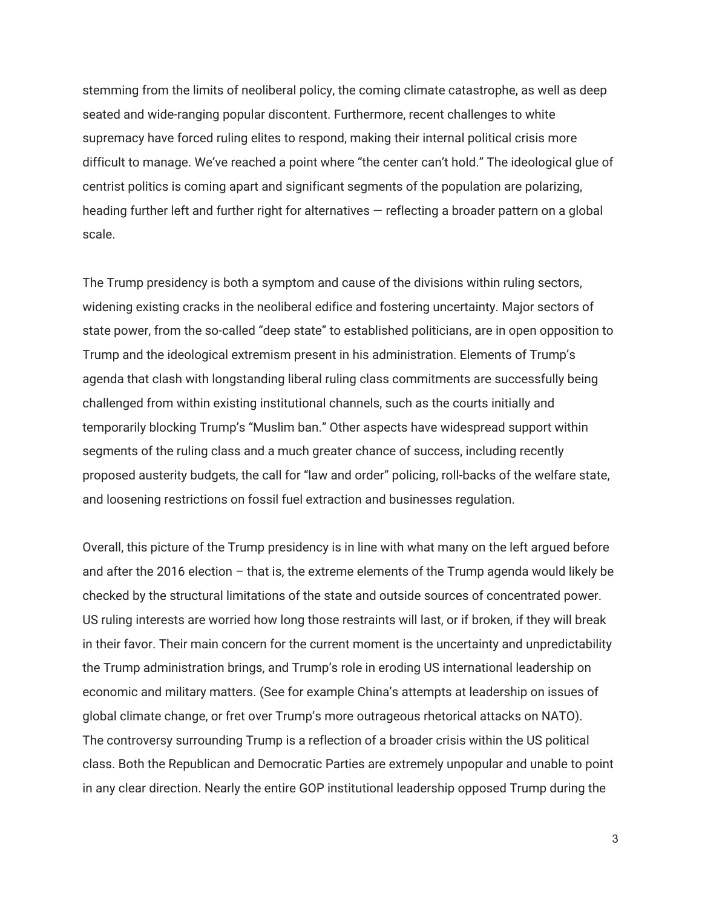stemming from the limits of neoliberal policy, the coming climate catastrophe, as well as deep seated and wide-ranging popular discontent. Furthermore, recent challenges to white supremacy have forced ruling elites to respond, making their internal political crisis more difficult to manage. We've reached a point where "the center can't hold." The ideological glue of centrist politics is coming apart and significant segments of the population are polarizing, heading further left and further right for alternatives — reflecting a broader pattern on a global scale.

The Trump presidency is both a symptom and cause of the divisions within ruling sectors, widening existing cracks in the neoliberal edifice and fostering uncertainty. Major sectors of state power, from the so-called "deep state" to established politicians, are in open opposition to Trump and the ideological extremism present in his administration. Elements of Trump's agenda that clash with longstanding liberal ruling class commitments are successfully being challenged from within existing institutional channels, such as the courts initially and temporarily blocking Trump's "Muslim ban." Other aspects have widespread support within segments of the ruling class and a much greater chance of success, including recently proposed austerity budgets, the call for "law and order" policing, roll-backs of the welfare state, and loosening restrictions on fossil fuel extraction and businesses regulation.

Overall, this picture of the Trump presidency is in line with what many on the left argued before and after the 2016 election – that is, the extreme elements of the Trump agenda would likely be checked by the structural limitations of the state and outside sources of concentrated power. US ruling interests are worried how long those restraints will last, or if broken, if they will break in their favor. Their main concern for the current moment is the uncertainty and unpredictability the Trump administration brings, and Trump's role in eroding US international leadership on economic and military matters. (See for example China's attempts at leadership on issues of global climate change, or fret over Trump's more outrageous rhetorical attacks on NATO).
The controversy surrounding Trump is a reflection of a broader crisis within the US political class. Both the Republican and Democratic Parties are extremely unpopular and unable to point in any clear direction. Nearly the entire GOP institutional leadership opposed Trump during the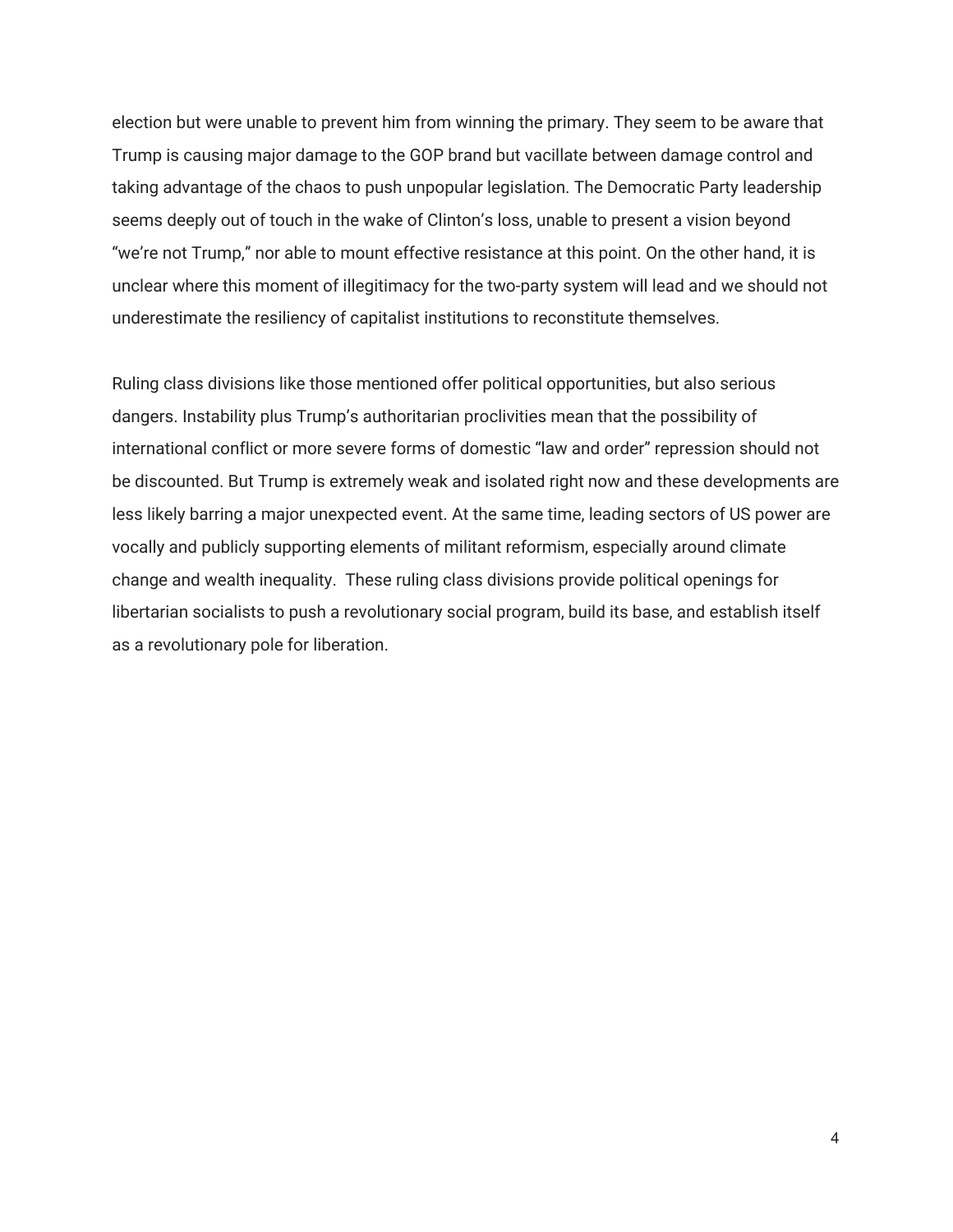election but were unable to prevent him from winning the primary. They seem to be aware that Trump is causing major damage to the GOP brand but vacillate between damage control and taking advantage of the chaos to push unpopular legislation. The Democratic Party leadership seems deeply out of touch in the wake of Clinton's loss, unable to present a vision beyond "we're not Trump," nor able to mount effective resistance at this point. On the other hand, it is unclear where this moment of illegitimacy for the two-party system will lead and we should not underestimate the resiliency of capitalist institutions to reconstitute themselves.

Ruling class divisions like those mentioned offer political opportunities, but also serious dangers. Instability plus Trump's authoritarian proclivities mean that the possibility of international conflict or more severe forms of domestic "law and order" repression should not be discounted. But Trump is extremely weak and isolated right now and these developments are less likely barring a major unexpected event. At the same time, leading sectors of US power are vocally and publicly supporting elements of militant reformism, especially around climate change and wealth inequality. These ruling class divisions provide political openings for libertarian socialists to push a revolutionary social program, build its base, and establish itself as a revolutionary pole for liberation.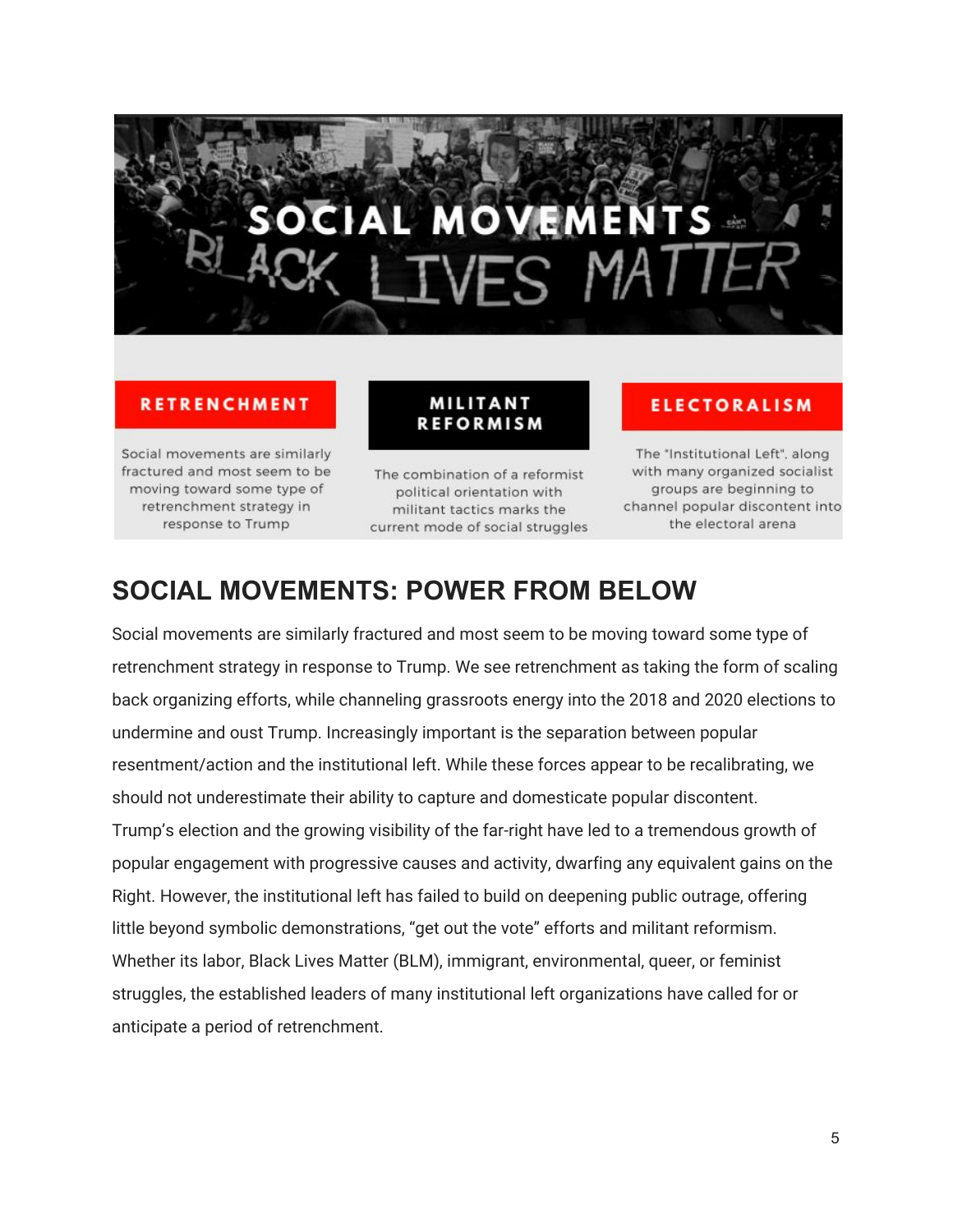SOCIAL MOVEMENTS

BLACK LIVES MATTER

**RETRENCHMENT**

Social movements are similarly fractured and most seem to be moving toward some type of retrenchment strategy in response to Trump

**MILITANT REFORMISM**

The combination of a reformist political orientation with militant tactics marks the current mode of social struggles

**ELECTORALISM**

The "Institutional Left", along with many organized socialist groups are beginning to channel popular discontent into the electoral arena

## SOCIAL MOVEMENTS: POWER FROM BELOW

Social movements are similarly fractured and most seem to be moving toward some type of retrenchment strategy in response to Trump. We see retrenchment as taking the form of scaling back organizing efforts, while channeling grassroots energy into the 2018 and 2020 elections to undermine and oust Trump. Increasingly important is the separation between popular resentment/action and the institutional left. While these forces appear to be recalibrating, we should not underestimate their ability to capture and domesticate popular discontent.
Trump's election and the growing visibility of the far-right have led to a tremendous growth of popular engagement with progressive causes and activity, dwarfing any equivalent gains on the Right. However, the institutional left has failed to build on deepening public outrage, offering little beyond symbolic demonstrations, "get out the vote" efforts and militant reformism. Whether its labor, Black Lives Matter (BLM), immigrant, environmental, queer, or feminist struggles, the established leaders of many institutional left organizations have called for or anticipate a period of retrenchment.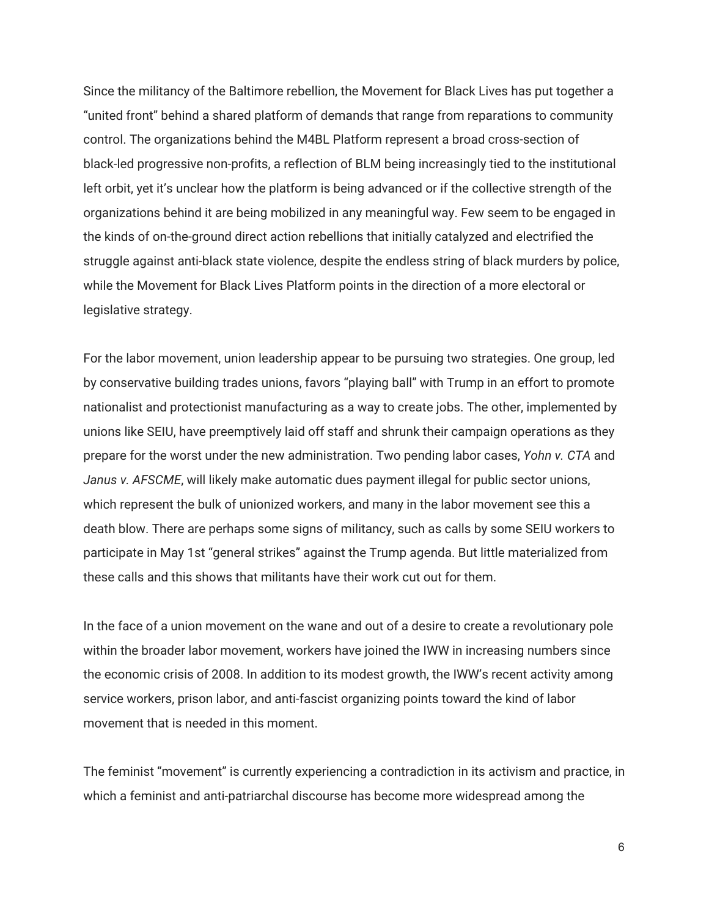Since the militancy of the Baltimore rebellion, the Movement for Black Lives has put together a "united front" behind a shared platform of demands that range from reparations to community control. The organizations behind the M4BL Platform represent a broad cross-section of black-led progressive non-profits, a reflection of BLM being increasingly tied to the institutional left orbit, yet it's unclear how the platform is being advanced or if the collective strength of the organizations behind it are being mobilized in any meaningful way. Few seem to be engaged in the kinds of on-the-ground direct action rebellions that initially catalyzed and electrified the struggle against anti-black state violence, despite the endless string of black murders by police, while the Movement for Black Lives Platform points in the direction of a more electoral or legislative strategy.

For the labor movement, union leadership appear to be pursuing two strategies. One group, led by conservative building trades unions, favors "playing ball" with Trump in an effort to promote nationalist and protectionist manufacturing as a way to create jobs. The other, implemented by unions like SEIU, have preemptively laid off staff and shrunk their campaign operations as they prepare for the worst under the new administration. Two pending labor cases, *Yohn v. CTA* and *Janus v. AFSCME*, will likely make automatic dues payment illegal for public sector unions, which represent the bulk of unionized workers, and many in the labor movement see this a death blow. There are perhaps some signs of militancy, such as calls by some SEIU workers to participate in May 1st "general strikes" against the Trump agenda. But little materialized from these calls and this shows that militants have their work cut out for them.

In the face of a union movement on the wane and out of a desire to create a revolutionary pole within the broader labor movement, workers have joined the IWW in increasing numbers since the economic crisis of 2008. In addition to its modest growth, the IWW's recent activity among service workers, prison labor, and anti-fascist organizing points toward the kind of labor movement that is needed in this moment.

The feminist "movement" is currently experiencing a contradiction in its activism and practice, in which a feminist and anti-patriarchal discourse has become more widespread among the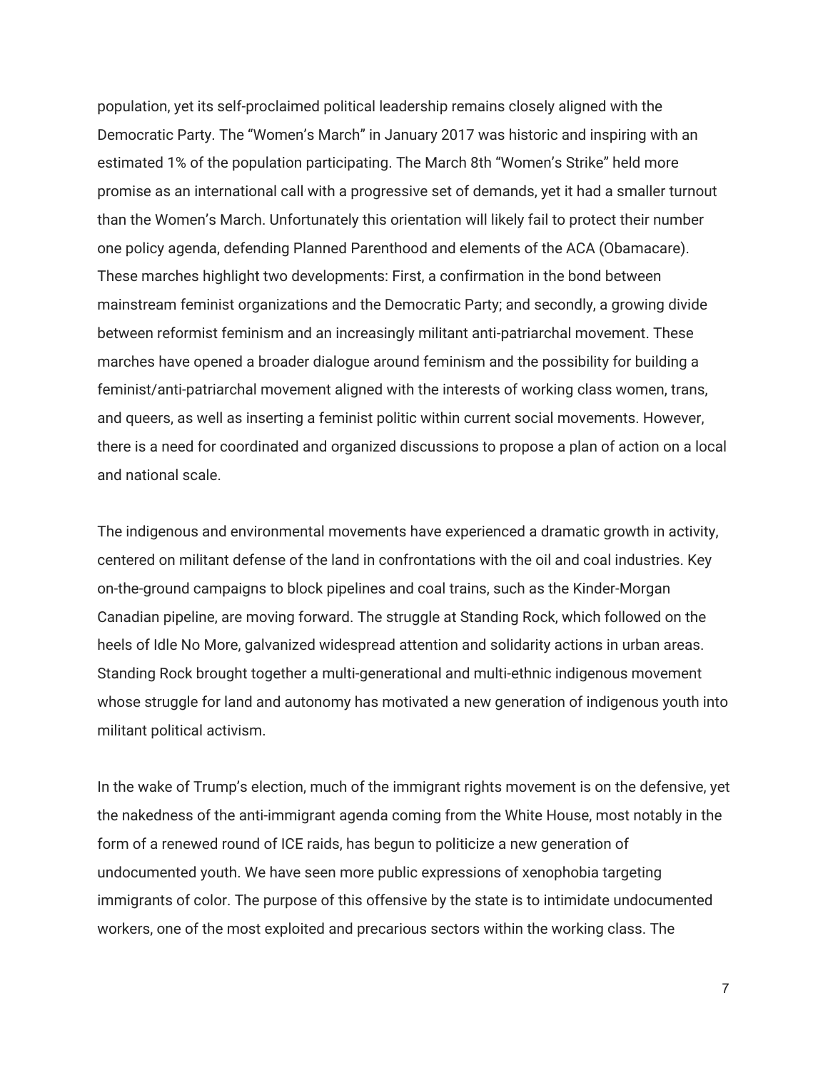population, yet its self-proclaimed political leadership remains closely aligned with the Democratic Party. The "Women's March" in January 2017 was historic and inspiring with an estimated 1% of the population participating. The March 8th "Women's Strike" held more promise as an international call with a progressive set of demands, yet it had a smaller turnout than the Women's March. Unfortunately this orientation will likely fail to protect their number one policy agenda, defending Planned Parenthood and elements of the ACA (Obamacare). These marches highlight two developments: First, a confirmation in the bond between mainstream feminist organizations and the Democratic Party; and secondly, a growing divide between reformist feminism and an increasingly militant anti-patriarchal movement. These marches have opened a broader dialogue around feminism and the possibility for building a feminist/anti-patriarchal movement aligned with the interests of working class women, trans, and queers, as well as inserting a feminist politic within current social movements. However, there is a need for coordinated and organized discussions to propose a plan of action on a local and national scale.

The indigenous and environmental movements have experienced a dramatic growth in activity, centered on militant defense of the land in confrontations with the oil and coal industries. Key on-the-ground campaigns to block pipelines and coal trains, such as the Kinder-Morgan Canadian pipeline, are moving forward. The struggle at Standing Rock, which followed on the heels of Idle No More, galvanized widespread attention and solidarity actions in urban areas. Standing Rock brought together a multi-generational and multi-ethnic indigenous movement whose struggle for land and autonomy has motivated a new generation of indigenous youth into militant political activism.

In the wake of Trump's election, much of the immigrant rights movement is on the defensive, yet the nakedness of the anti-immigrant agenda coming from the White House, most notably in the form of a renewed round of ICE raids, has begun to politicize a new generation of undocumented youth. We have seen more public expressions of xenophobia targeting immigrants of color. The purpose of this offensive by the state is to intimidate undocumented workers, one of the most exploited and precarious sectors within the working class. The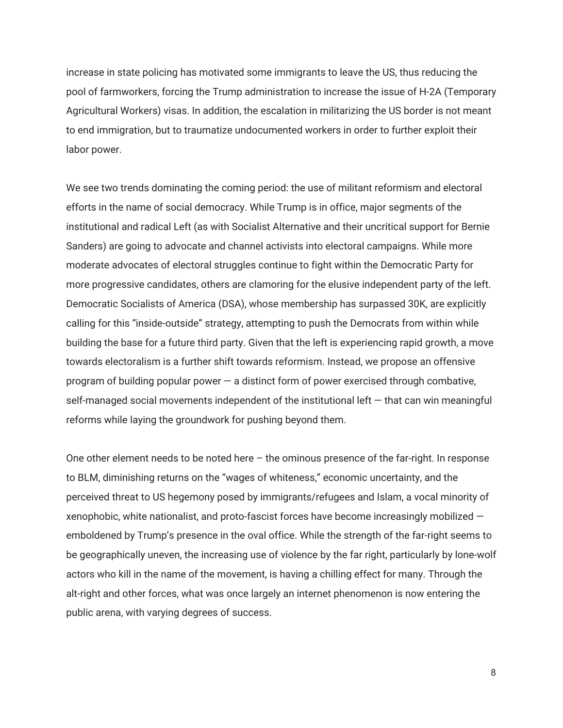increase in state policing has motivated some immigrants to leave the US, thus reducing the pool of farmworkers, forcing the Trump administration to increase the issue of H-2A (Temporary Agricultural Workers) visas. In addition, the escalation in militarizing the US border is not meant to end immigration, but to traumatize undocumented workers in order to further exploit their labor power.

We see two trends dominating the coming period: the use of militant reformism and electoral efforts in the name of social democracy. While Trump is in office, major segments of the institutional and radical Left (as with Socialist Alternative and their uncritical support for Bernie Sanders) are going to advocate and channel activists into electoral campaigns. While more moderate advocates of electoral struggles continue to fight within the Democratic Party for more progressive candidates, others are clamoring for the elusive independent party of the left. Democratic Socialists of America (DSA), whose membership has surpassed 30K, are explicitly calling for this "inside-outside" strategy, attempting to push the Democrats from within while building the base for a future third party. Given that the left is experiencing rapid growth, a move towards electoralism is a further shift towards reformism. Instead, we propose an offensive program of building popular power — a distinct form of power exercised through combative, self-managed social movements independent of the institutional left — that can win meaningful reforms while laying the groundwork for pushing beyond them.

One other element needs to be noted here – the ominous presence of the far-right. In response to BLM, diminishing returns on the "wages of whiteness," economic uncertainty, and the perceived threat to US hegemony posed by immigrants/refugees and Islam, a vocal minority of xenophobic, white nationalist, and proto-fascist forces have become increasingly mobilized — emboldened by Trump's presence in the oval office. While the strength of the far-right seems to be geographically uneven, the increasing use of violence by the far right, particularly by lone-wolf actors who kill in the name of the movement, is having a chilling effect for many. Through the alt-right and other forces, what was once largely an internet phenomenon is now entering the public arena, with varying degrees of success.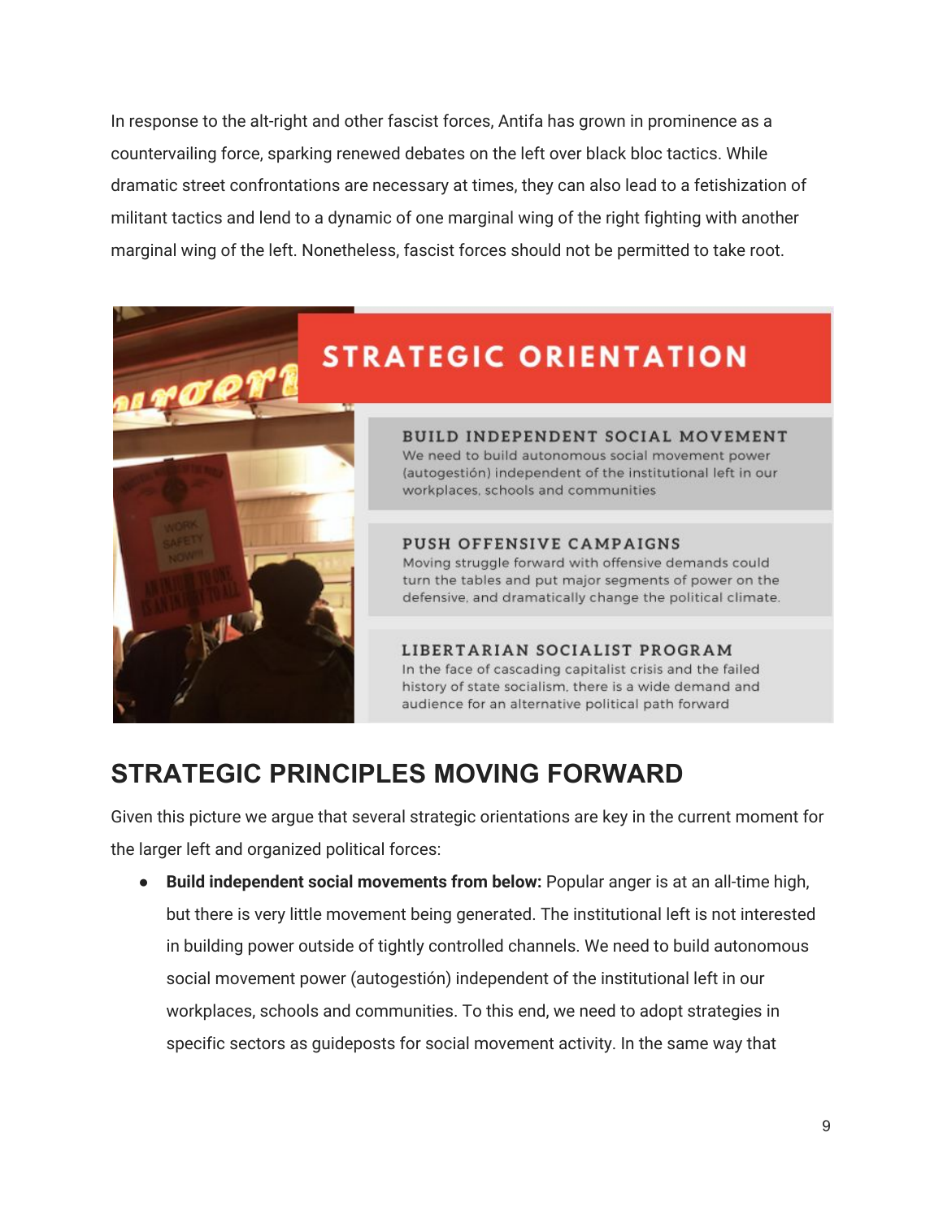In response to the alt-right and other fascist forces, Antifa has grown in prominence as a countervailing force, sparking renewed debates on the left over black bloc tactics. While dramatic street confrontations are necessary at times, they can also lead to a fetishization of militant tactics and lend to a dynamic of one marginal wing of the right fighting with another marginal wing of the left. Nonetheless, fascist forces should not be permitted to take root.

## STRATEGIC ORIENTATION

**BUILD INDEPENDENT SOCIAL MOVEMENT**
We need to build autonomous social movement power (autogestión) independent of the institutional left in our workplaces, schools and communities

**PUSH OFFENSIVE CAMPAIGNS**
Moving struggle forward with offensive demands could turn the tables and put major segments of power on the defensive, and dramatically change the political climate.

**LIBERTARIAN SOCIALIST PROGRAM**
In the face of cascading capitalist crisis and the failed history of state socialism, there is a wide demand and audience for an alternative political path forward

## STRATEGIC PRINCIPLES MOVING FORWARD

Given this picture we argue that several strategic orientations are key in the current moment for the larger left and organized political forces:

- **Build independent social movements from below:** Popular anger is at an all-time high, but there is very little movement being generated. The institutional left is not interested in building power outside of tightly controlled channels. We need to build autonomous social movement power (autogestión) independent of the institutional left in our workplaces, schools and communities. To this end, we need to adopt strategies in specific sectors as guideposts for social movement activity. In the same way that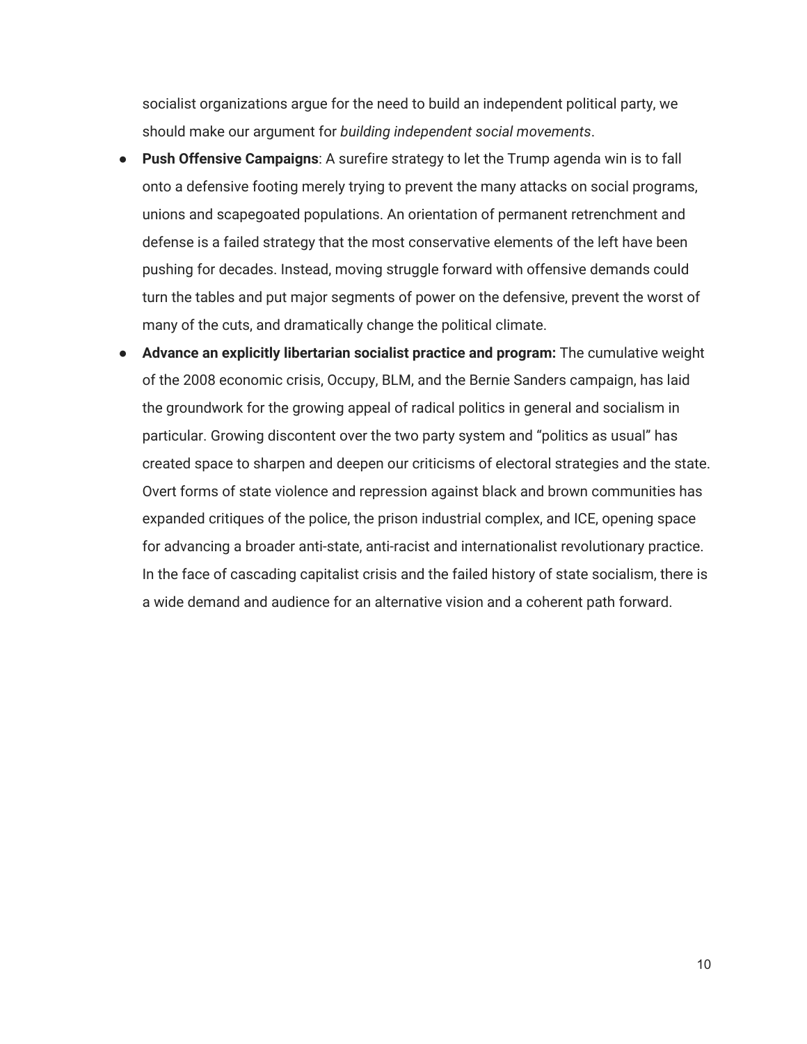socialist organizations argue for the need to build an independent political party, we should make our argument for *building independent social movements*.

- **Push Offensive Campaigns**: A surefire strategy to let the Trump agenda win is to fall onto a defensive footing merely trying to prevent the many attacks on social programs, unions and scapegoated populations. An orientation of permanent retrenchment and defense is a failed strategy that the most conservative elements of the left have been pushing for decades. Instead, moving struggle forward with offensive demands could turn the tables and put major segments of power on the defensive, prevent the worst of many of the cuts, and dramatically change the political climate.
- **Advance an explicitly libertarian socialist practice and program:** The cumulative weight of the 2008 economic crisis, Occupy, BLM, and the Bernie Sanders campaign, has laid the groundwork for the growing appeal of radical politics in general and socialism in particular. Growing discontent over the two party system and "politics as usual" has created space to sharpen and deepen our criticisms of electoral strategies and the state. Overt forms of state violence and repression against black and brown communities has expanded critiques of the police, the prison industrial complex, and ICE, opening space for advancing a broader anti-state, anti-racist and internationalist revolutionary practice. In the face of cascading capitalist crisis and the failed history of state socialism, there is a wide demand and audience for an alternative vision and a coherent path forward.